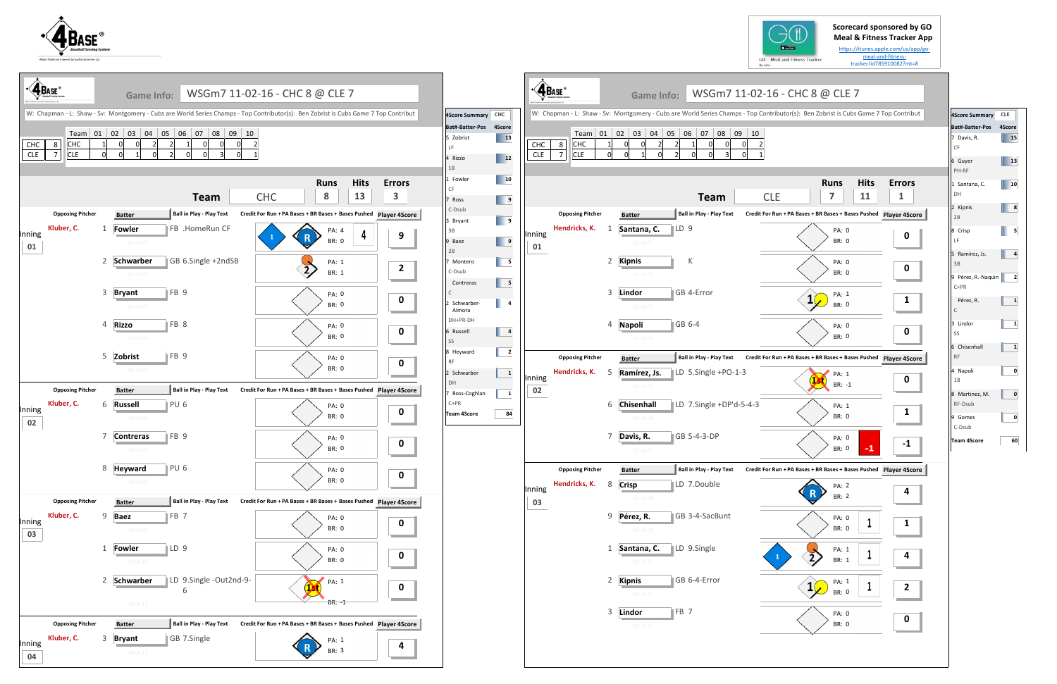4Base Baseball Scoring System

Scorecard sponsored by GO Meal & Fitness Tracker App
https://itunes.apple.com/us/app/go-meal-and-fitness-tracker/id785910082?mt=8

## Game Info: WSGm7 11-02-16 - CHC 8 @ CLE 7

W: Chapman - L: Shaw - Sv: Montgomery - Cubs are World Series Champs - Top Contributor(s): Ben Zobrist is Cubs Game 7 Top Contribut

| | | Team | 01 | 02 | 03 | 04 | 05 | 06 | 07 | 08 | 09 | 10 |
|---|---|---|---|---|---|---|---|---|---|---|---|---|
| CHC | 8 | CHC | 1 | 0 | 0 | 2 | 2 | 1 | 0 | 0 | 0 | 2 |
| CLE | 7 | CLE | 0 | 0 | 1 | 0 | 2 | 0 | 0 | 3 | 0 | 1 |

### Team CHC — Runs 8, Hits 13, Errors 3

| Inning | Opposing Pitcher | # | Batter | Ball in Play - Play Text | PA | BR | Player 4Score |
|---|---|---|---|---|---|---|---|
| 01 | Kluber, C. | 1 | Fowler | FB .HomeRun CF | 4 | 0 | 9 |
| | | 2 | Schwarber | GB 6.Single +2ndSB | 1 | 1 | 2 |
| | | 3 | Bryant | FB 9 | 0 | 0 | 0 |
| | | 4 | Rizzo | FB 8 | 0 | 0 | 0 |
| | | 5 | Zobrist | FB 9 | 0 | 0 | 0 |
| 02 | Kluber, C. | 6 | Russell | PU 6 | 0 | 0 | 0 |
| | | 7 | Contreras | FB 9 | 0 | 0 | 0 |
| | | 8 | Heyward | PU 6 | 0 | 0 | 0 |
| 03 | Kluber, C. | 9 | Baez | FB 7 | 0 | 0 | 0 |
| | | 1 | Fowler | LD 9 | 0 | 0 | 0 |
| | | 2 | Schwarber | LD 9.Single -Out2nd-9-6 | 1 | -1 | 0 |
| 04 | Kluber, C. | 3 | Bryant | GB 7.Single | 1 | 3 | 4 |

### 4Score Summary CHC

| Bat#-Batter-Pos | 4Score |
|---|---|
| 5 Zobrist LF | 13 |
| 4 Rizzo 1B | 12 |
| 1 Fowler CF | 10 |
| 7 Ross C-Dsub | 9 |
| 3 Bryant 3B | 9 |
| 9 Baez 2B | 9 |
| 7 Montero C-Dsub | 5 |
| Contreras C | 5 |
| 2 Schwarber-Almora DH+PR-DH | 4 |
| 6 Russell SS | 4 |
| 8 Heyward RF | 2 |
| 2 Schwarber DH | 1 |
| 7 Ross-Coghlan C+PR | 1 |
| Team 4Score | 84 |

## Game Info: WSGm7 11-02-16 - CHC 8 @ CLE 7

W: Chapman - L: Shaw - Sv: Montgomery - Cubs are World Series Champs - Top Contributor(s): Ben Zobrist is Cubs Game 7 Top Contribut

| | | Team | 01 | 02 | 03 | 04 | 05 | 06 | 07 | 08 | 09 | 10 |
|---|---|---|---|---|---|---|---|---|---|---|---|---|
| CHC | 8 | CHC | 1 | 0 | 0 | 2 | 2 | 1 | 0 | 0 | 0 | 2 |
| CLE | 7 | CLE | 0 | 0 | 1 | 0 | 2 | 0 | 0 | 3 | 0 | 1 |

### Team CLE — Runs 7, Hits 11, Errors 1

| Inning | Opposing Pitcher | # | Batter | Ball in Play - Play Text | PA | BR | Player 4Score |
|---|---|---|---|---|---|---|---|
| 01 | Hendricks, K. | 1 | Santana, C. | LD 9 | 0 | 0 | 0 |
| | | 2 | Kipnis | K | 0 | 0 | 0 |
| | | 3 | Lindor | GB 4-Error | 1 | 0 | 1 |
| | | 4 | Napoli | GB 6-4 | 0 | 0 | 0 |
| 02 | Hendricks, K. | 5 | Ramírez, Js. | LD 5.Single +PO-1-3 | 1 | -1 | 0 |
| | | 6 | Chisenhall | LD 7.Single +DP'd-5-4-3 | 1 | 0 | 1 |
| | | 7 | Davis, R. | GB 5-4-3-DP | 0 | 0 | -1 |
| 03 | Hendricks, K. | 8 | Crisp | LD 7.Double | 2 | 2 | 4 |
| | | 9 | Pérez, R. | GB 3-4-SacBunt | 0 | 0 | 1 |
| | | 1 | Santana, C. | LD 9.Single | 1 | 1 | 4 |
| | | 2 | Kipnis | GB 6-4-Error | 1 | 0 | 2 |
| | | 3 | Lindor | FB 7 | 0 | 0 | 0 |

### 4Score Summary CLE

| Bat#-Batter-Pos | 4Score |
|---|---|
| 7 Davis, R. CF | 15 |
| 6 Guyer PH-RF | 13 |
| 1 Santana, C. DH | 10 |
| 2 Kipnis 2B | 8 |
| 8 Crisp LF | 5 |
| 5 Ramírez, Js. 3B | 4 |
| 9 Pérez, R.-Naquin C+PR | 2 |
| Pérez, R. C | 1 |
| 3 Lindor SS | 1 |
| 6 Chisenhall RF | 1 |
| 4 Napoli 1B | 0 |
| 8 Martinez, M. RF-Dsub | 0 |
| 9 Gomes C-Dsub | 0 |
| Team 4Score | 60 |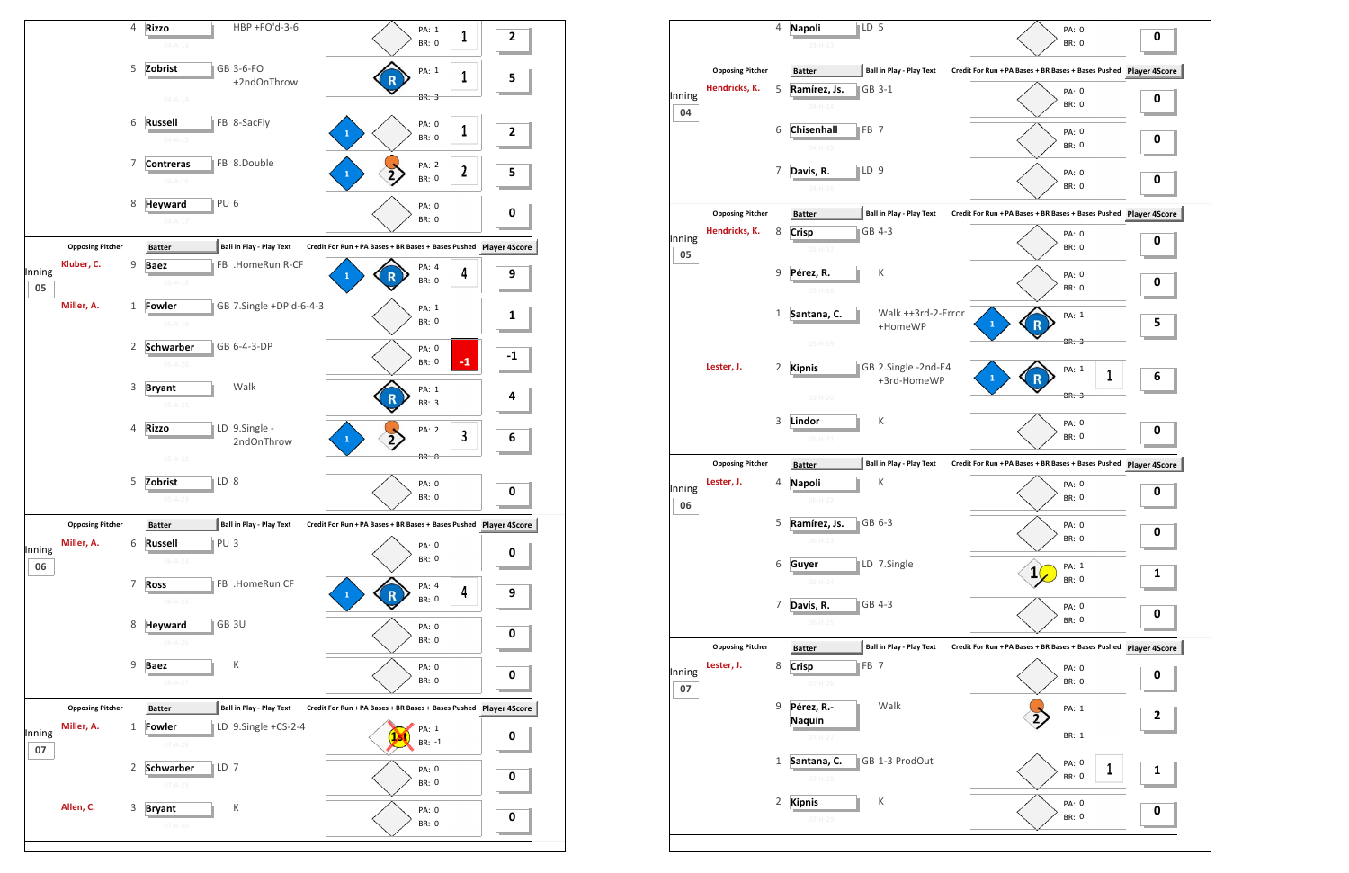| Inning | Opposing Pitcher | # | Batter | Ball in Play - Play Text | PA | BR | Credit For Run | Player 4Score |
|---|---|---|---|---|---|---|---|---|
| | | 4 | Rizzo | HBP +FO'd-3-6 | 1 | 0 | 1 | 2 |
| | | 5 | Zobrist | GB 3-6-FO +2ndOnThrow | 1 | 3 | 1 | 5 |
| | | 6 | Russell | FB 8-SacFly | 0 | 0 | 1 | 2 |
| | | 7 | Contreras | FB 8.Double | 2 | 0 | 2 | 5 |
| | | 8 | Heyward | PU 6 | 0 | 0 | | 0 |
| 05 | Kluber, C. | 9 | Baez | FB .HomeRun R-CF | 4 | 0 | 4 | 9 |
| | Miller, A. | 1 | Fowler | GB 7.Single +DP'd-6-4-3 | 1 | 0 | | 1 |
| | | 2 | Schwarber | GB 6-4-3-DP | 0 | 0 | -1 | -1 |
| | | 3 | Bryant | Walk | 1 | 3 | | 4 |
| | | 4 | Rizzo | LD 9.Single -2ndOnThrow | 2 | 0 | 3 | 6 |
| | | 5 | Zobrist | LD 8 | 0 | 0 | | 0 |
| 06 | Miller, A. | 6 | Russell | PU 3 | 0 | 0 | | 0 |
| | | 7 | Ross | FB .HomeRun CF | 4 | 0 | 4 | 9 |
| | | 8 | Heyward | GB 3U | 0 | 0 | | 0 |
| | | 9 | Baez | K | 0 | 0 | | 0 |
| 07 | Miller, A. | 1 | Fowler | LD 9.Single +CS-2-4 | 1 | -1 | | 0 |
| | | 2 | Schwarber | LD 7 | 0 | 0 | | 0 |
| | Allen, C. | 3 | Bryant | K | 0 | 0 | | 0 |

| Inning | Opposing Pitcher | # | Batter | Ball in Play - Play Text | PA | BR | Credit For Run | Player 4Score |
|---|---|---|---|---|---|---|---|---|
| | | 4 | Napoli | LD 5 | 0 | 0 | | 0 |
| 04 | Hendricks, K. | 5 | Ramírez, Js. | GB 3-1 | 0 | 0 | | 0 |
| | | 6 | Chisenhall | FB 7 | 0 | 0 | | 0 |
| | | 7 | Davis, R. | LD 9 | 0 | 0 | | 0 |
| 05 | Hendricks, K. | 8 | Crisp | GB 4-3 | 0 | 0 | | 0 |
| | | 9 | Pérez, R. | K | 0 | 0 | | 0 |
| | | 1 | Santana, C. | Walk ++3rd-2-Error +HomeWP | 1 | 3 | | 5 |
| | Lester, J. | 2 | Kipnis | GB 2.Single -2nd-E4 +3rd-HomeWP | 1 | 3 | 1 | 6 |
| | | 3 | Lindor | K | 0 | 0 | | 0 |
| 06 | Lester, J. | 4 | Napoli | K | 0 | 0 | | 0 |
| | | 5 | Ramírez, Js. | GB 6-3 | 0 | 0 | | 0 |
| | | 6 | Guyer | LD 7.Single | 1 | 0 | | 1 |
| | | 7 | Davis, R. | GB 4-3 | 0 | 0 | | 0 |
| 07 | Lester, J. | 8 | Crisp | FB 7 | 0 | 0 | | 0 |
| | | 9 | Pérez, R.-Naquin | Walk | 1 | 1 | | 2 |
| | | 1 | Santana, C. | GB 1-3 ProdOut | 0 | 0 | 1 | 1 |
| | | 2 | Kipnis | K | 0 | 0 | | 0 |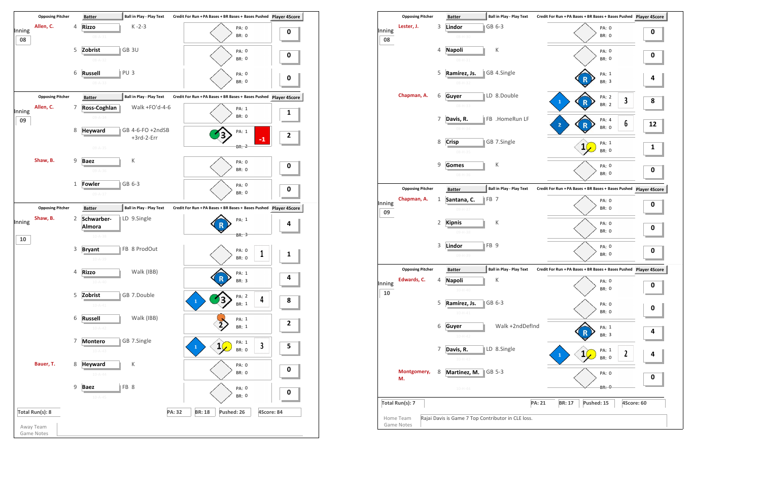## Away Team

### Inning 08

| Opposing Pitcher | # | Batter | Ball in Play - Play Text | PA | BR | Credit | Player 4Score |
|---|---|---|---|---|---|---|---|
| Allen, C. | 4 | Rizzo | K -2-3 | 0 | 0 | | 0 |
| | 5 | Zobrist | GB 3U | 0 | 0 | | 0 |
| | 6 | Russell | PU 3 | 0 | 0 | | 0 |

### Inning 09

| Opposing Pitcher | # | Batter | Ball in Play - Play Text | PA | BR | Credit | Player 4Score |
|---|---|---|---|---|---|---|---|
| Allen, C. | 7 | Ross-Coghlan | Walk +FO'd-4-6 | 1 | 0 | | 1 |
| | 8 | Heyward | GB 4-6-FO +2ndSB +3rd-2-Err | 1 | 2 | -1 | 2 |
| Shaw, B. | 9 | Baez | K | 0 | 0 | | 0 |
| | 1 | Fowler | GB 6-3 | 0 | 0 | | 0 |

### Inning 10

| Opposing Pitcher | # | Batter | Ball in Play - Play Text | PA | BR | Credit | Player 4Score |
|---|---|---|---|---|---|---|---|
| Shaw, B. | 2 | Schwarber-Almora | LD 9.Single | 1 | 3 | | 4 |
| | 3 | Bryant | FB 8 ProdOut | 0 | 0 | 1 | 1 |
| | 4 | Rizzo | Walk (IBB) | 1 | 3 | | 4 |
| | 5 | Zobrist | GB 7.Double | 2 | 1 | 4 | 8 |
| | 6 | Russell | Walk (IBB) | 1 | 1 | | 2 |
| | 7 | Montero | GB 7.Single | 1 | 0 | 3 | 5 |
| Bauer, T. | 8 | Heyward | K | 0 | 0 | | 0 |
| | 9 | Baez | FB 8 | 0 | 0 | | 0 |

Total Run(s): 8 | PA: 32 | BR: 18 | Pushed: 26 | 4Score: 84

Away Team Game Notes

## Home Team

### Inning 08

| Opposing Pitcher | # | Batter | Ball in Play - Play Text | PA | BR | Credit | Player 4Score |
|---|---|---|---|---|---|---|---|
| Lester, J. | 3 | Lindor | GB 6-3 | 0 | 0 | | 0 |
| | 4 | Napoli | K | 0 | 0 | | 0 |
| | 5 | Ramírez, Js. | GB 4.Single | 1 | 3 | | 4 |
| Chapman, A. | 6 | Guyer | LD 8.Double | 2 | 2 | 3 | 8 |
| | 7 | Davis, R. | FB .HomeRun LF | 4 | 0 | 6 | 12 |
| | 8 | Crisp | GB 7.Single | 1 | 0 | | 1 |
| | 9 | Gomes | K | 0 | 0 | | 0 |

### Inning 09

| Opposing Pitcher | # | Batter | Ball in Play - Play Text | PA | BR | Credit | Player 4Score |
|---|---|---|---|---|---|---|---|
| Chapman, A. | 1 | Santana, C. | FB 7 | 0 | 0 | | 0 |
| | 2 | Kipnis | K | 0 | 0 | | 0 |
| | 3 | Lindor | FB 9 | 0 | 0 | | 0 |

### Inning 10

| Opposing Pitcher | # | Batter | Ball in Play - Play Text | PA | BR | Credit | Player 4Score |
|---|---|---|---|---|---|---|---|
| Edwards, C. | 4 | Napoli | K | 0 | 0 | | 0 |
| | 5 | Ramírez, Js. | GB 6-3 | 0 | 0 | | 0 |
| | 6 | Guyer | Walk +2ndDefInd | 1 | 3 | | 4 |
| | 7 | Davis, R. | LD 8.Single | 1 | 0 | 2 | 4 |
| Montgomery, M. | 8 | Martinez, M. | GB 5-3 | 0 | 0 | | 0 |

Total Run(s): 7 | PA: 21 | BR: 17 | Pushed: 15 | 4Score: 60

Home Team Game Notes: Rajai Davis is Game 7 Top Contributor in CLE loss.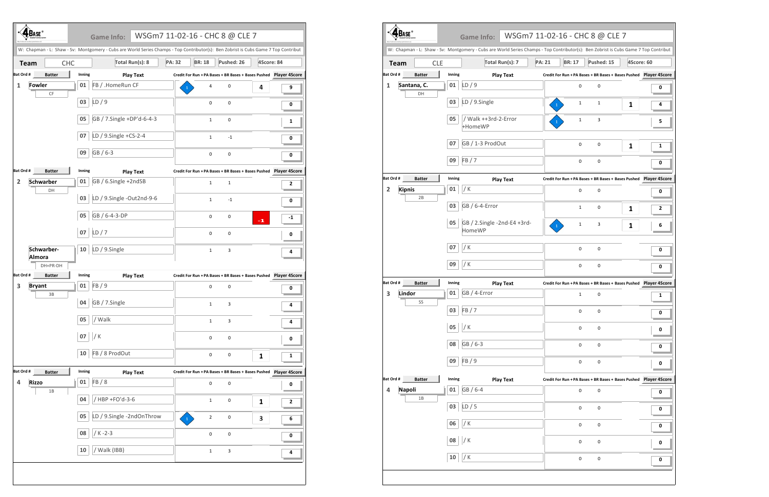**Game Info:** WSGm7 11-02-16 - CHC 8 @ CLE 7

W: Chapman - L: Shaw - Sv: Montgomery - Cubs are World Series Champs - Top Contributor(s): Ben Zobrist is Cubs Game 7 Top Contribut

| Team | CHC | Total Run(s): 8 | PA: 32 | BR: 18 | Pushed: 26 | 4Score: 84 |
|---|---|---|---|---|---|---|

| Bat Ord # | Batter | Inning | Play Text | Credit For Run | PA Bases | BR Bases | Bases Pushed | Player 4Score |
|---|---|---|---|---|---|---|---|---|
| 1 | Fowler (CF) | 01 | FB / .HomeRun CF | 1 | 4 | 0 | 4 | 9 |
| | | 03 | LD / 9 | | 0 | 0 | | 0 |
| | | 05 | GB / 7.Single +DP'd-6-4-3 | | 1 | 0 | | 1 |
| | | 07 | LD / 9.Single +CS-2-4 | | 1 | -1 | | 0 |
| | | 09 | GB / 6-3 | | 0 | 0 | | 0 |
| 2 | Schwarber (DH) | 01 | GB / 6.Single +2ndSB | | 1 | 1 | | 2 |
| | | 03 | LD / 9.Single -Out2nd-9-6 | | 1 | -1 | | 0 |
| | | 05 | GB / 6-4-3-DP | | 0 | 0 | -1 | -1 |
| | | 07 | LD / 7 | | 0 | 0 | | 0 |
| | Schwarber-Almora (DH+PR-DH) | 10 | LD / 9.Single | | 1 | 3 | | 4 |
| 3 | Bryant (3B) | 01 | FB / 9 | | 0 | 0 | | 0 |
| | | 04 | GB / 7.Single | | 1 | 3 | | 4 |
| | | 05 | / Walk | | 1 | 3 | | 4 |
| | | 07 | / K | | 0 | 0 | | 0 |
| | | 10 | FB / 8 ProdOut | | 0 | 0 | 1 | 1 |
| 4 | Rizzo (1B) | 01 | FB / 8 | | 0 | 0 | | 0 |
| | | 04 | / HBP +FO'd-3-6 | | 1 | 0 | 1 | 2 |
| | | 05 | LD / 9.Single -2ndOnThrow | 1 | 2 | 0 | 3 | 6 |
| | | 08 | / K -2-3 | | 0 | 0 | | 0 |
| | | 10 | / Walk (IBB) | | 1 | 3 | | 4 |

**Game Info:** WSGm7 11-02-16 - CHC 8 @ CLE 7

W: Chapman - L: Shaw - Sv: Montgomery - Cubs are World Series Champs - Top Contributor(s): Ben Zobrist is Cubs Game 7 Top Contribut

| Team | CLE | Total Run(s): 7 | PA: 21 | BR: 17 | Pushed: 15 | 4Score: 60 |
|---|---|---|---|---|---|---|

| Bat Ord # | Batter | Inning | Play Text | Credit For Run | PA Bases | BR Bases | Bases Pushed | Player 4Score |
|---|---|---|---|---|---|---|---|---|
| 1 | Santana, C. (DH) | 01 | LD / 9 | | 0 | 0 | | 0 |
| | | 03 | LD / 9.Single | 1 | 1 | 1 | 1 | 4 |
| | | 05 | / Walk ++3rd-2-Error +HomeWP | 1 | 1 | 3 | | 5 |
| | | 07 | GB / 1-3 ProdOut | | 0 | 0 | 1 | 1 |
| | | 09 | FB / 7 | | 0 | 0 | | 0 |
| 2 | Kipnis (2B) | 01 | / K | | 0 | 0 | | 0 |
| | | 03 | GB / 6-4-Error | | 1 | 0 | 1 | 2 |
| | | 05 | GB / 2.Single -2nd-E4 +3rd-HomeWP | 1 | 1 | 3 | 1 | 6 |
| | | 07 | / K | | 0 | 0 | | 0 |
| | | 09 | / K | | 0 | 0 | | 0 |
| 3 | Lindor (SS) | 01 | GB / 4-Error | | 1 | 0 | | 1 |
| | | 03 | FB / 7 | | 0 | 0 | | 0 |
| | | 05 | / K | | 0 | 0 | | 0 |
| | | 08 | GB / 6-3 | | 0 | 0 | | 0 |
| | | 09 | FB / 9 | | 0 | 0 | | 0 |
| 4 | Napoli (1B) | 01 | GB / 6-4 | | 0 | 0 | | 0 |
| | | 03 | LD / 5 | | 0 | 0 | | 0 |
| | | 06 | / K | | 0 | 0 | | 0 |
| | | 08 | / K | | 0 | 0 | | 0 |
| | | 10 | / K | | 0 | 0 | | 0 |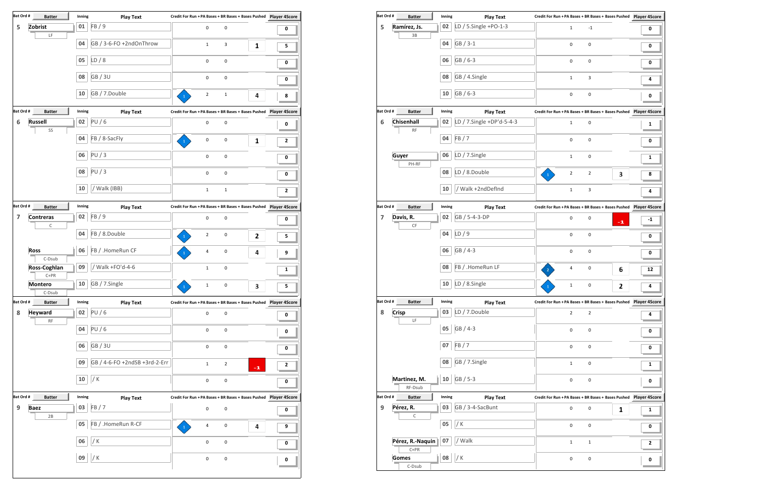| Bat Ord # | Batter | Inning | Play Text | Credit For Run | PA Bases | BR Bases | Bases Pushed | Player 4Score |
|---|---|---|---|---|---|---|---|---|
| 5 | Zobrist (LF) | 01 | FB / 9 | | 0 | 0 | | 0 |
| | | 04 | GB / 3-6-FO +2ndOnThrow | | 1 | 3 | 1 | 5 |
| | | 05 | LD / 8 | | 0 | 0 | | 0 |
| | | 08 | GB / 3U | | 0 | 0 | | 0 |
| | | 10 | GB / 7.Double | 1 | 2 | 1 | 4 | 8 |
| 6 | Russell (SS) | 02 | PU / 6 | | 0 | 0 | | 0 |
| | | 04 | FB / 8-SacFly | 1 | 0 | 0 | 1 | 2 |
| | | 06 | PU / 3 | | 0 | 0 | | 0 |
| | | 08 | PU / 3 | | 0 | 0 | | 0 |
| | | 10 | / Walk (IBB) | | 1 | 1 | | 2 |
| 7 | Contreras (C) | 02 | FB / 9 | | 0 | 0 | | 0 |
| | | 04 | FB / 8.Double | 1 | 2 | 0 | 2 | 5 |
| | Ross (C-Dsub) | 06 | FB / .HomeRun CF | 1 | 4 | 0 | 4 | 9 |
| | Ross-Coghlan (C+PR) | 09 | / Walk +FO'd-4-6 | | 1 | 0 | | 1 |
| | Montero (C-Dsub) | 10 | GB / 7.Single | 1 | 1 | 0 | 3 | 5 |
| 8 | Heyward (RF) | 02 | PU / 6 | | 0 | 0 | | 0 |
| | | 04 | PU / 6 | | 0 | 0 | | 0 |
| | | 06 | GB / 3U | | 0 | 0 | | 0 |
| | | 09 | GB / 4-6-FO +2ndSB +3rd-2-Err | | 1 | 2 | -1 | 2 |
| | | 10 | / K | | 0 | 0 | | 0 |
| 9 | Baez (2B) | 03 | FB / 7 | | 0 | 0 | | 0 |
| | | 05 | FB / .HomeRun R-CF | 1 | 4 | 0 | 4 | 9 |
| | | 06 | / K | | 0 | 0 | | 0 |
| | | 09 | / K | | 0 | 0 | | 0 |

| Bat Ord # | Batter | Inning | Play Text | Credit For Run | PA Bases | BR Bases | Bases Pushed | Player 4Score |
|---|---|---|---|---|---|---|---|---|
| 5 | Ramírez, Js. (3B) | 02 | LD / 5.Single +PO-1-3 | | 1 | -1 | | 0 |
| | | 04 | GB / 3-1 | | 0 | 0 | | 0 |
| | | 06 | GB / 6-3 | | 0 | 0 | | 0 |
| | | 08 | GB / 4.Single | | 1 | 3 | | 4 |
| | | 10 | GB / 6-3 | | 0 | 0 | | 0 |
| 6 | Chisenhall (RF) | 02 | LD / 7.Single +DP'd-5-4-3 | | 1 | 0 | | 1 |
| | | 04 | FB / 7 | | 0 | 0 | | 0 |
| | Guyer (PH-RF) | 06 | LD / 7.Single | | 1 | 0 | | 1 |
| | | 08 | LD / 8.Double | 1 | 2 | 2 | 3 | 8 |
| | | 10 | / Walk +2ndDefInd | | 1 | 3 | | 4 |
| 7 | Davis, R. (CF) | 02 | GB / 5-4-3-DP | | 0 | 0 | -1 | -1 |
| | | 04 | LD / 9 | | 0 | 0 | | 0 |
| | | 06 | GB / 4-3 | | 0 | 0 | | 0 |
| | | 08 | FB / .HomeRun LF | 2 | 4 | 0 | 6 | 12 |
| | | 10 | LD / 8.Single | 1 | 1 | 0 | 2 | 4 |
| 8 | Crisp (LF) | 03 | LD / 7.Double | | 2 | 2 | | 4 |
| | | 05 | GB / 4-3 | | 0 | 0 | | 0 |
| | | 07 | FB / 7 | | 0 | 0 | | 0 |
| | | 08 | GB / 7.Single | | 1 | 0 | | 1 |
| | Martinez, M. (RF-Dsub) | 10 | GB / 5-3 | | 0 | 0 | | 0 |
| 9 | Pérez, R. (C) | 03 | GB / 3-4-SacBunt | | 0 | 0 | 1 | 1 |
| | | 05 | / K | | 0 | 0 | | 0 |
| | Pérez, R.-Naquin (C+PR) | 07 | / Walk | | 1 | 1 | | 2 |
| | Gomes (C-Dsub) | 08 | / K | | 0 | 0 | | 0 |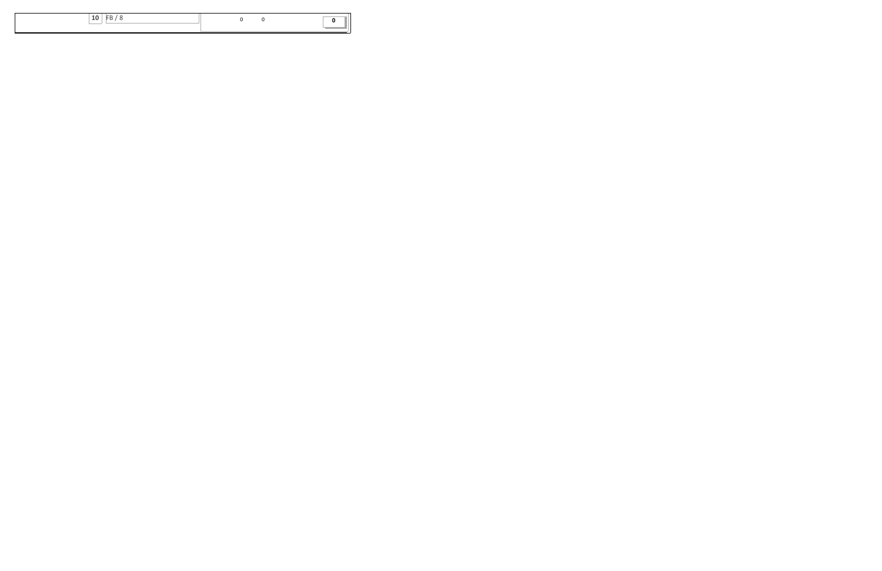| | | | | |
|---|---|---|---|---|
| 10 | FB / 8 | 0 | 0 | 0 |